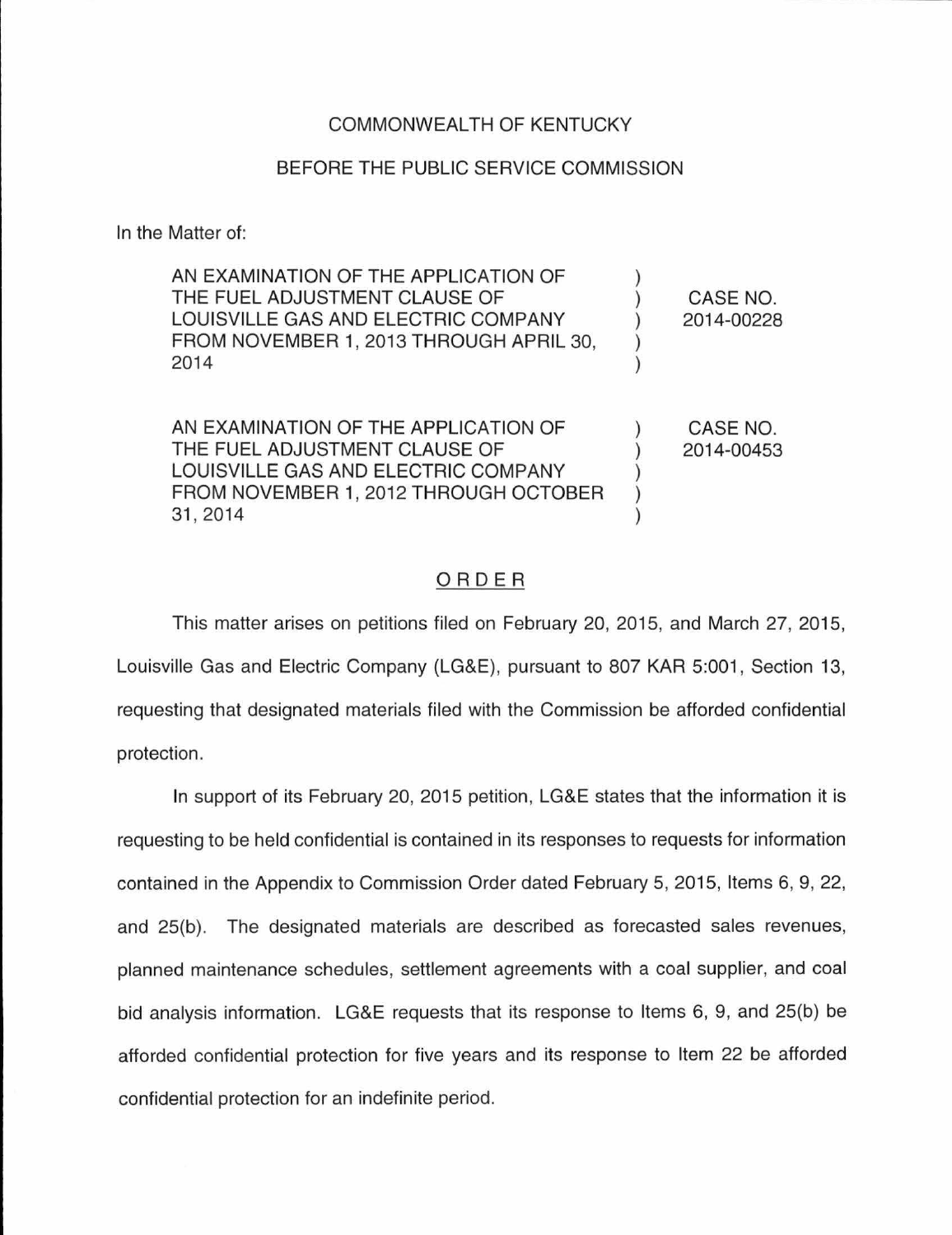COMMONWEALTH OF KENTUCKY

BEFORE THE PUBLIC SERVICE COMMISSION

In the Matter of:

| | | |
|---|---|---|
| AN EXAMINATION OF THE APPLICATION OF THE FUEL ADJUSTMENT CLAUSE OF LOUISVILLE GAS AND ELECTRIC COMPANY FROM NOVEMBER 1, 2013 THROUGH APRIL 30, 2014 | ) | CASE NO. 2014-00228 |
| AN EXAMINATION OF THE APPLICATION OF THE FUEL ADJUSTMENT CLAUSE OF LOUISVILLE GAS AND ELECTRIC COMPANY FROM NOVEMBER 1, 2012 THROUGH OCTOBER 31, 2014 | ) | CASE NO. 2014-00453 |

## ORDER

This matter arises on petitions filed on February 20, 2015, and March 27, 2015, Louisville Gas and Electric Company (LG&E), pursuant to 807 KAR 5:001, Section 13, requesting that designated materials filed with the Commission be afforded confidential protection.

In support of its February 20, 2015 petition, LG&E states that the information it is requesting to be held confidential is contained in its responses to requests for information contained in the Appendix to Commission Order dated February 5, 2015, Items 6, 9, 22, and 25(b). The designated materials are described as forecasted sales revenues, planned maintenance schedules, settlement agreements with a coal supplier, and coal bid analysis information. LG&E requests that its response to Items 6, 9, and 25(b) be afforded confidential protection for five years and its response to Item 22 be afforded confidential protection for an indefinite period.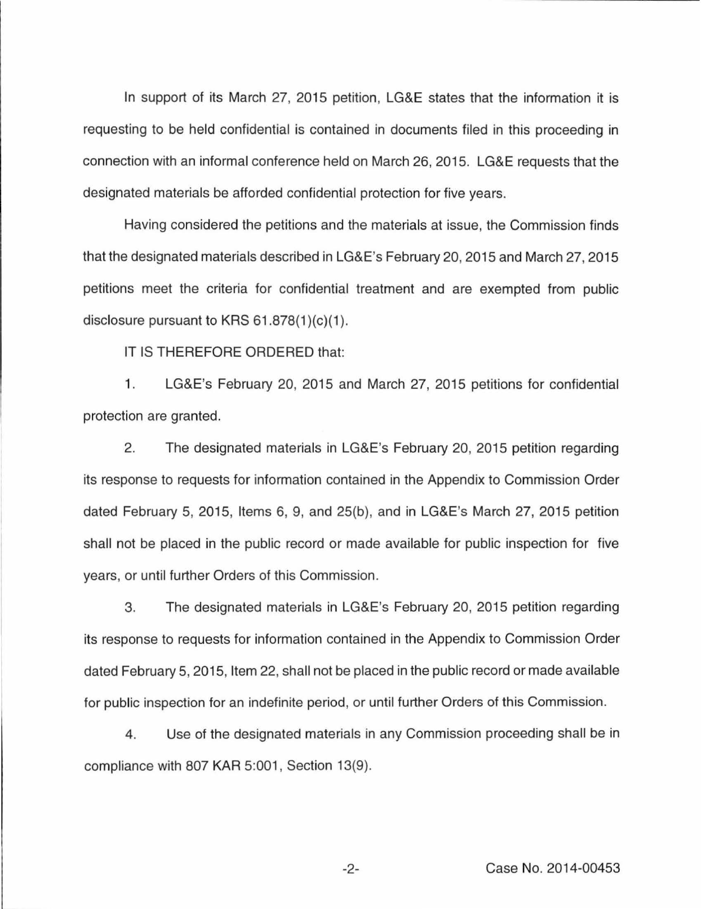In support of its March 27, 2015 petition, LG&E states that the information it is requesting to be held confidential is contained in documents filed in this proceeding in connection with an informal conference held on March 26, 2015. LG&E requests that the designated materials be afforded confidential protection for five years.

Having considered the petitions and the materials at issue, the Commission finds that the designated materials described in LG&E's February 20, 2015 and March 27, 2015 petitions meet the criteria for confidential treatment and are exempted from public disclosure pursuant to KRS 61.878(1)(c)(1).

IT IS THEREFORE ORDERED that:

1. LG&E's February 20, 2015 and March 27, 2015 petitions for confidential protection are granted.

2. The designated materials in LG&E's February 20, 2015 petition regarding its response to requests for information contained in the Appendix to Commission Order dated February 5, 2015, Items 6, 9, and 25(b), and in LG&E's March 27, 2015 petition shall not be placed in the public record or made available for public inspection for five years, or until further Orders of this Commission.

3. The designated materials in LG&E's February 20, 2015 petition regarding its response to requests for information contained in the Appendix to Commission Order dated February 5, 2015, Item 22, shall not be placed in the public record or made available for public inspection for an indefinite period, or until further Orders of this Commission.

4. Use of the designated materials in any Commission proceeding shall be in compliance with 807 KAR 5:001, Section 13(9).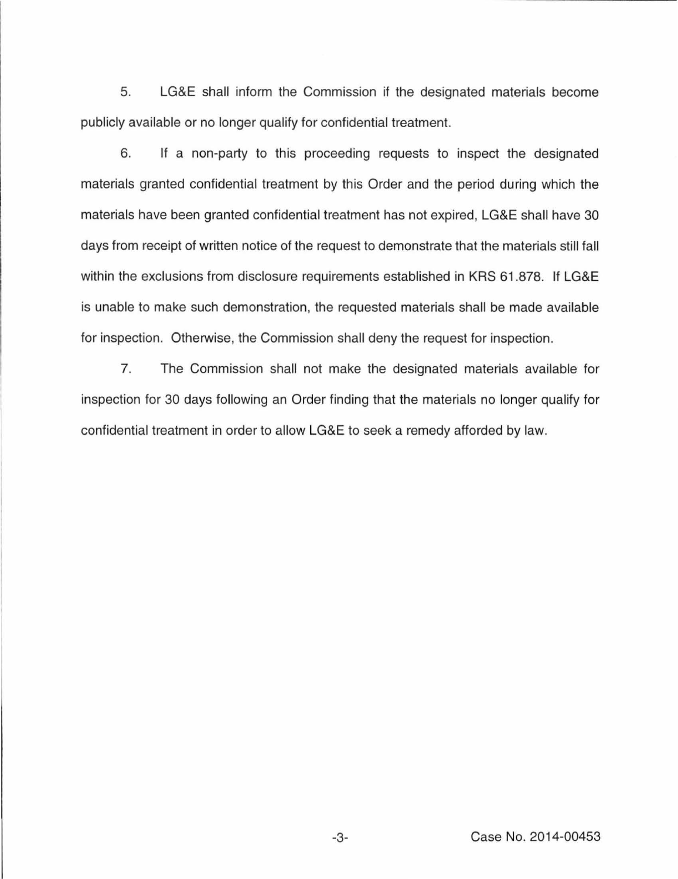5. LG&E shall inform the Commission if the designated materials become publicly available or no longer qualify for confidential treatment.

6. If a non-party to this proceeding requests to inspect the designated materials granted confidential treatment by this Order and the period during which the materials have been granted confidential treatment has not expired, LG&E shall have 30 days from receipt of written notice of the request to demonstrate that the materials still fall within the exclusions from disclosure requirements established in KRS 61.878. If LG&E is unable to make such demonstration, the requested materials shall be made available for inspection. Otherwise, the Commission shall deny the request for inspection.

7. The Commission shall not make the designated materials available for inspection for 30 days following an Order finding that the materials no longer qualify for confidential treatment in order to allow LG&E to seek a remedy afforded by law.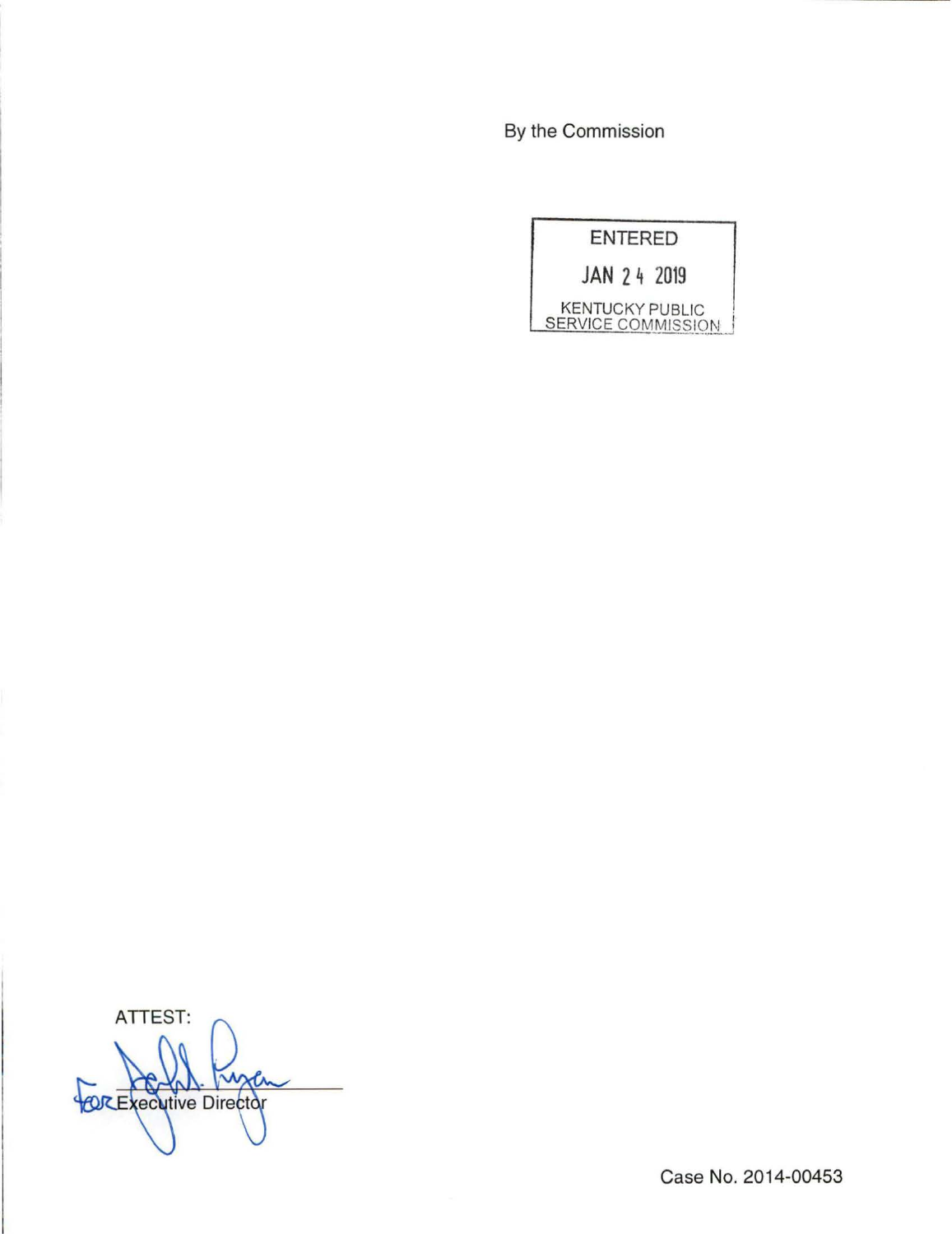By the Commission

ENTERED

JAN 24 2019

KENTUCKY PUBLIC SERVICE COMMISSION

ATTEST:

for Executive Director

Case No. 2014-00453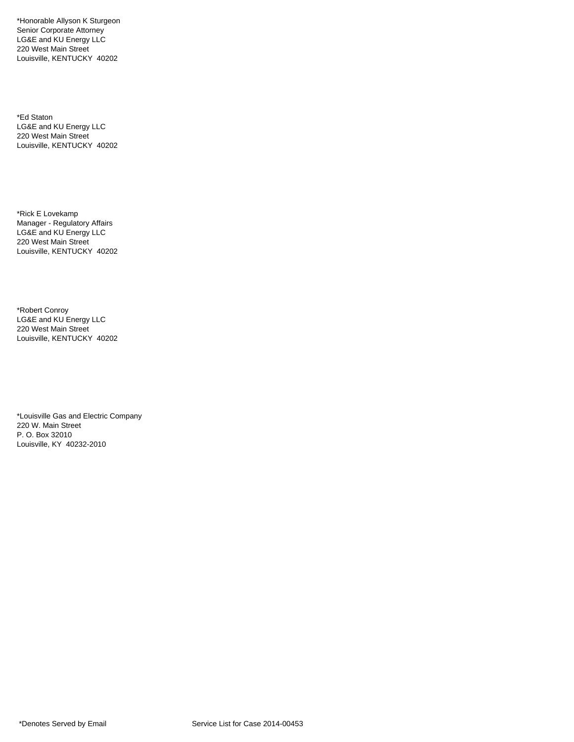*Honorable Allyson K Sturgeon
Senior Corporate Attorney
LG&E and KU Energy LLC
220 West Main Street
Louisville, KENTUCKY 40202

*Ed Staton
LG&E and KU Energy LLC
220 West Main Street
Louisville, KENTUCKY 40202

*Rick E Lovekamp
Manager - Regulatory Affairs
LG&E and KU Energy LLC
220 West Main Street
Louisville, KENTUCKY 40202

*Robert Conroy
LG&E and KU Energy LLC
220 West Main Street
Louisville, KENTUCKY 40202

*Louisville Gas and Electric Company
220 W. Main Street
P. O. Box 32010
Louisville, KY 40232-2010

*Denotes Served by Email

Service List for Case 2014-00453